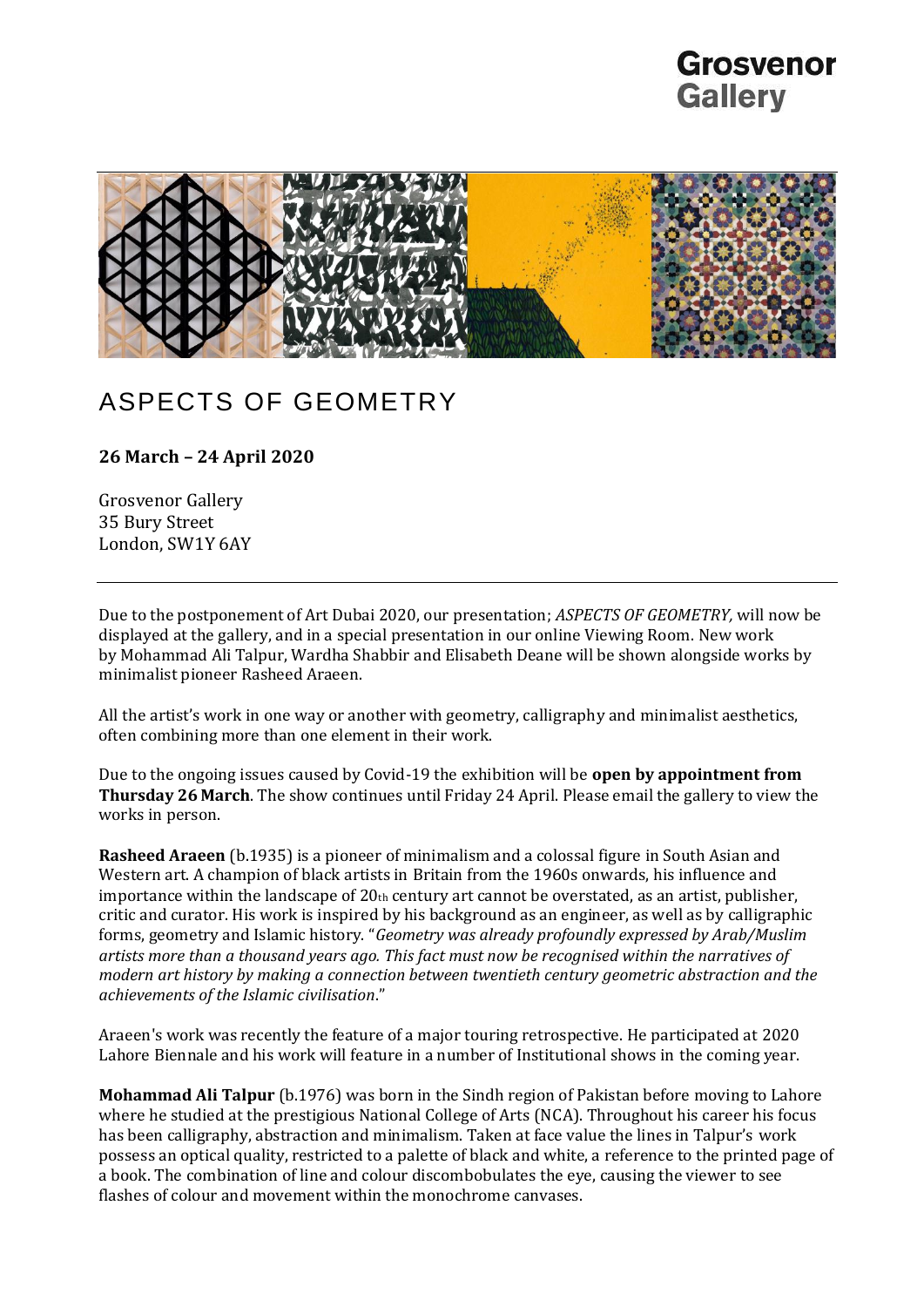Grosvenor Gallery

# ASPECTS OF GEOMETRY

**26 March – 24 April 2020**

Grosvenor Gallery
35 Bury Street
London, SW1Y 6AY

---

Due to the postponement of Art Dubai 2020, our presentation; *ASPECTS OF GEOMETRY,* will now be displayed at the gallery, and in a special presentation in our online Viewing Room. New work by Mohammad Ali Talpur, Wardha Shabbir and Elisabeth Deane will be shown alongside works by minimalist pioneer Rasheed Araeen.

All the artist's work in one way or another with geometry, calligraphy and minimalist aesthetics, often combining more than one element in their work.

Due to the ongoing issues caused by Covid-19 the exhibition will be **open by appointment from Thursday 26 March**. The show continues until Friday 24 April. Please email the gallery to view the works in person.

**Rasheed Araeen** (b.1935) is a pioneer of minimalism and a colossal figure in South Asian and Western art. A champion of black artists in Britain from the 1960s onwards, his influence and importance within the landscape of 20th century art cannot be overstated, as an artist, publisher, critic and curator. His work is inspired by his background as an engineer, as well as by calligraphic forms, geometry and Islamic history. "*Geometry was already profoundly expressed by Arab/Muslim artists more than a thousand years ago. This fact must now be recognised within the narratives of modern art history by making a connection between twentieth century geometric abstraction and the achievements of the Islamic civilisation*."

Araeen's work was recently the feature of a major touring retrospective. He participated at 2020 Lahore Biennale and his work will feature in a number of Institutional shows in the coming year.

**Mohammad Ali Talpur** (b.1976) was born in the Sindh region of Pakistan before moving to Lahore where he studied at the prestigious National College of Arts (NCA). Throughout his career his focus has been calligraphy, abstraction and minimalism. Taken at face value the lines in Talpur's work possess an optical quality, restricted to a palette of black and white, a reference to the printed page of a book. The combination of line and colour discombobulates the eye, causing the viewer to see flashes of colour and movement within the monochrome canvases.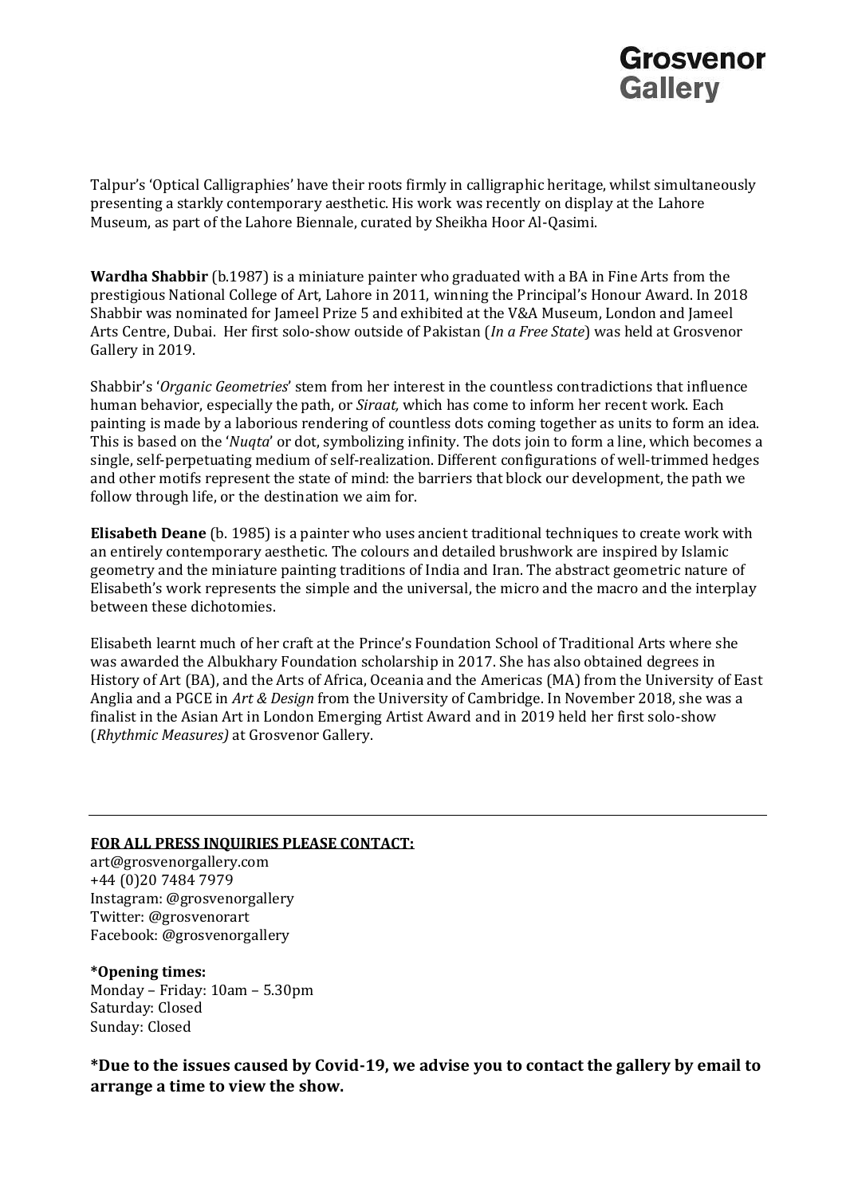Talpur's 'Optical Calligraphies' have their roots firmly in calligraphic heritage, whilst simultaneously presenting a starkly contemporary aesthetic. His work was recently on display at the Lahore Museum, as part of the Lahore Biennale, curated by Sheikha Hoor Al-Qasimi.

**Wardha Shabbir** (b.1987) is a miniature painter who graduated with a BA in Fine Arts from the prestigious National College of Art, Lahore in 2011, winning the Principal's Honour Award. In 2018 Shabbir was nominated for Jameel Prize 5 and exhibited at the V&A Museum, London and Jameel Arts Centre, Dubai. Her first solo-show outside of Pakistan (*In a Free State*) was held at Grosvenor Gallery in 2019.

Shabbir's '*Organic Geometries*' stem from her interest in the countless contradictions that influence human behavior, especially the path, or *Siraat,* which has come to inform her recent work. Each painting is made by a laborious rendering of countless dots coming together as units to form an idea. This is based on the '*Nuqta*' or dot, symbolizing infinity. The dots join to form a line, which becomes a single, self-perpetuating medium of self-realization. Different configurations of well-trimmed hedges and other motifs represent the state of mind: the barriers that block our development, the path we follow through life, or the destination we aim for.

**Elisabeth Deane** (b. 1985) is a painter who uses ancient traditional techniques to create work with an entirely contemporary aesthetic. The colours and detailed brushwork are inspired by Islamic geometry and the miniature painting traditions of India and Iran. The abstract geometric nature of Elisabeth's work represents the simple and the universal, the micro and the macro and the interplay between these dichotomies.

Elisabeth learnt much of her craft at the Prince's Foundation School of Traditional Arts where she was awarded the Albukhary Foundation scholarship in 2017. She has also obtained degrees in History of Art (BA), and the Arts of Africa, Oceania and the Americas (MA) from the University of East Anglia and a PGCE in *Art & Design* from the University of Cambridge. In November 2018, she was a finalist in the Asian Art in London Emerging Artist Award and in 2019 held her first solo-show (*Rhythmic Measures)* at Grosvenor Gallery.

---

**FOR ALL PRESS INQUIRIES PLEASE CONTACT:**

art@grosvenorgallery.com
+44 (0)20 7484 7979
Instagram: @grosvenorgallery
Twitter: @grosvenorart
Facebook: @grosvenorgallery

**\*Opening times:**
Monday – Friday: 10am – 5.30pm
Saturday: Closed
Sunday: Closed

**\*Due to the issues caused by Covid-19, we advise you to contact the gallery by email to arrange a time to view the show.**